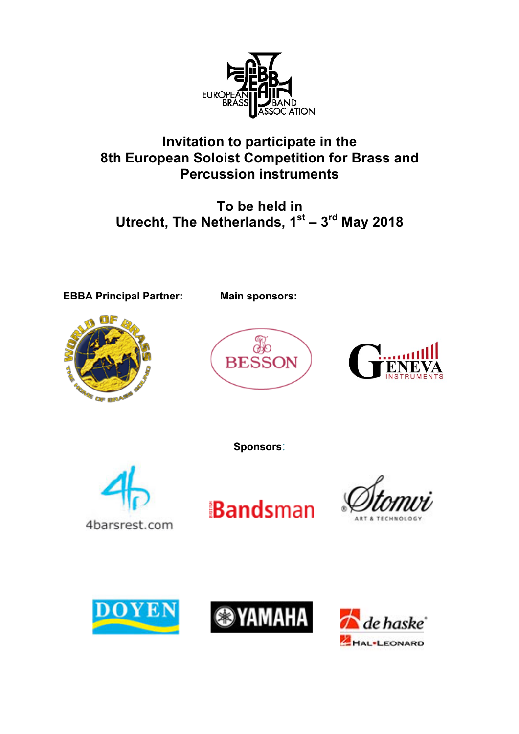# Invitation to participate in the 8th European Soloist Competition for Brass and Percussion instruments

## To be held in Utrecht, The Netherlands, 1st – 3rd May 2018

**EBBA Principal Partner:**

**Main sponsors:**

**Sponsors:**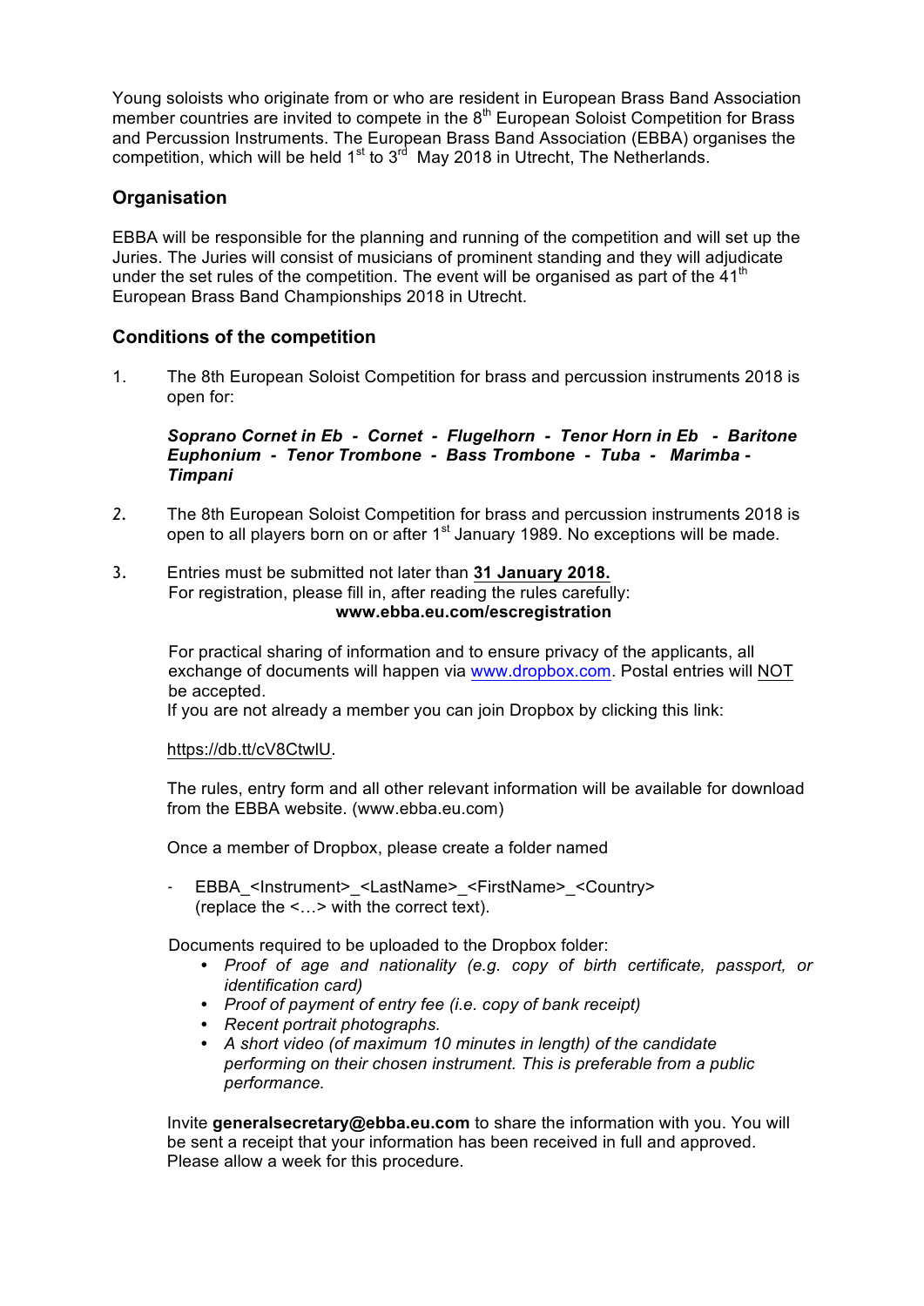Young soloists who originate from or who are resident in European Brass Band Association member countries are invited to compete in the 8th European Soloist Competition for Brass and Percussion Instruments. The European Brass Band Association (EBBA) organises the competition, which will be held 1st to 3rd May 2018 in Utrecht, The Netherlands.

## Organisation

EBBA will be responsible for the planning and running of the competition and will set up the Juries. The Juries will consist of musicians of prominent standing and they will adjudicate under the set rules of the competition. The event will be organised as part of the 41st European Brass Band Championships 2018 in Utrecht.

## Conditions of the competition

1. The 8th European Soloist Competition for brass and percussion instruments 2018 is open for:

   ***Soprano Cornet in Eb - Cornet - Flugelhorn - Tenor Horn in Eb - Baritone Euphonium - Tenor Trombone - Bass Trombone - Tuba - Marimba - Timpani***

2. The 8th European Soloist Competition for brass and percussion instruments 2018 is open to all players born on or after 1st January 1989. No exceptions will be made.

3. Entries must be submitted not later than **31 January 2018.**
   For registration, please fill in, after reading the rules carefully:
   **www.ebba.eu.com/escregistration**

   For practical sharing of information and to ensure privacy of the applicants, all exchange of documents will happen via www.dropbox.com. Postal entries will NOT be accepted.
   If you are not already a member you can join Dropbox by clicking this link:

   https://db.tt/cV8CtwlU.

   The rules, entry form and all other relevant information will be available for download from the EBBA website. (www.ebba.eu.com)

   Once a member of Dropbox, please create a folder named

   - EBBA_<Instrument>_<LastName>_<FirstName>_<Country> (replace the <…> with the correct text).

   Documents required to be uploaded to the Dropbox folder:
   - *Proof of age and nationality (e.g. copy of birth certificate, passport, or identification card)*
   - *Proof of payment of entry fee (i.e. copy of bank receipt)*
   - *Recent portrait photographs.*
   - *A short video (of maximum 10 minutes in length) of the candidate performing on their chosen instrument. This is preferable from a public performance.*

   Invite **generalsecretary@ebba.eu.com** to share the information with you. You will be sent a receipt that your information has been received in full and approved. Please allow a week for this procedure.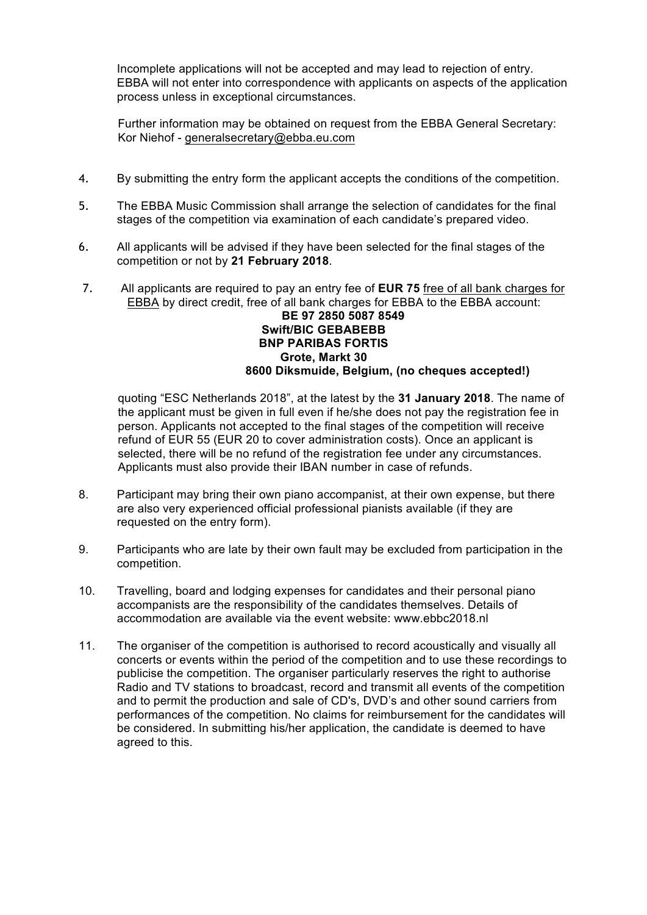Incomplete applications will not be accepted and may lead to rejection of entry. EBBA will not enter into correspondence with applicants on aspects of the application process unless in exceptional circumstances.

Further information may be obtained on request from the EBBA General Secretary: Kor Niehof - generalsecretary@ebba.eu.com

4. By submitting the entry form the applicant accepts the conditions of the competition.

5. The EBBA Music Commission shall arrange the selection of candidates for the final stages of the competition via examination of each candidate's prepared video.

6. All applicants will be advised if they have been selected for the final stages of the competition or not by **21 February 2018**.

7. All applicants are required to pay an entry fee of **EUR 75** free of all bank charges for EBBA by direct credit, free of all bank charges for EBBA to the EBBA account:

   **BE 97 2850 5087 8549**
   **Swift/BIC GEBABEBB**
   **BNP PARIBAS FORTIS**
   **Grote, Markt 30**
   **8600 Diksmuide, Belgium, (no cheques accepted!)**

   quoting "ESC Netherlands 2018", at the latest by the **31 January 2018**. The name of the applicant must be given in full even if he/she does not pay the registration fee in person. Applicants not accepted to the final stages of the competition will receive refund of EUR 55 (EUR 20 to cover administration costs). Once an applicant is selected, there will be no refund of the registration fee under any circumstances. Applicants must also provide their IBAN number in case of refunds.

8. Participant may bring their own piano accompanist, at their own expense, but there are also very experienced official professional pianists available (if they are requested on the entry form).

9. Participants who are late by their own fault may be excluded from participation in the competition.

10. Travelling, board and lodging expenses for candidates and their personal piano accompanists are the responsibility of the candidates themselves. Details of accommodation are available via the event website: www.ebbc2018.nl

11. The organiser of the competition is authorised to record acoustically and visually all concerts or events within the period of the competition and to use these recordings to publicise the competition. The organiser particularly reserves the right to authorise Radio and TV stations to broadcast, record and transmit all events of the competition and to permit the production and sale of CD's, DVD's and other sound carriers from performances of the competition. No claims for reimbursement for the candidates will be considered. In submitting his/her application, the candidate is deemed to have agreed to this.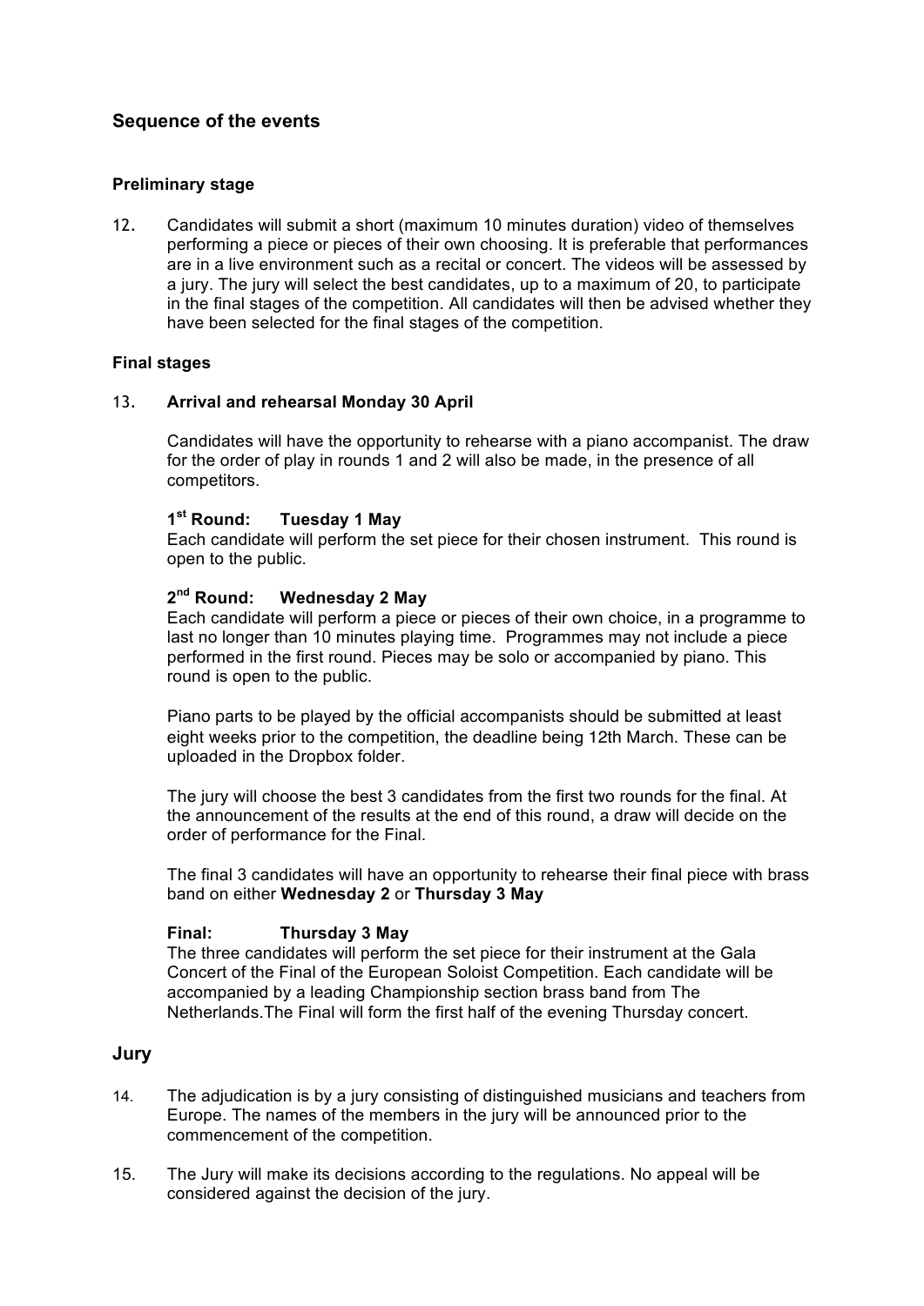## Sequence of the events

### Preliminary stage

12. Candidates will submit a short (maximum 10 minutes duration) video of themselves performing a piece or pieces of their own choosing. It is preferable that performances are in a live environment such as a recital or concert. The videos will be assessed by a jury. The jury will select the best candidates, up to a maximum of 20, to participate in the final stages of the competition. All candidates will then be advised whether they have been selected for the final stages of the competition.

### Final stages

13. **Arrival and rehearsal Monday 30 April**

    Candidates will have the opportunity to rehearse with a piano accompanist. The draw for the order of play in rounds 1 and 2 will also be made, in the presence of all competitors.

    **1st Round: Tuesday 1 May**
    Each candidate will perform the set piece for their chosen instrument. This round is open to the public.

    **2nd Round: Wednesday 2 May**
    Each candidate will perform a piece or pieces of their own choice, in a programme to last no longer than 10 minutes playing time. Programmes may not include a piece performed in the first round. Pieces may be solo or accompanied by piano. This round is open to the public.

    Piano parts to be played by the official accompanists should be submitted at least eight weeks prior to the competition, the deadline being 12th March. These can be uploaded in the Dropbox folder.

    The jury will choose the best 3 candidates from the first two rounds for the final. At the announcement of the results at the end of this round, a draw will decide on the order of performance for the Final.

    The final 3 candidates will have an opportunity to rehearse their final piece with brass band on either **Wednesday 2** or **Thursday 3 May**

    **Final: Thursday 3 May**
    The three candidates will perform the set piece for their instrument at the Gala Concert of the Final of the European Soloist Competition. Each candidate will be accompanied by a leading Championship section brass band from The Netherlands.The Final will form the first half of the evening Thursday concert.

## Jury

14. The adjudication is by a jury consisting of distinguished musicians and teachers from Europe. The names of the members in the jury will be announced prior to the commencement of the competition.

15. The Jury will make its decisions according to the regulations. No appeal will be considered against the decision of the jury.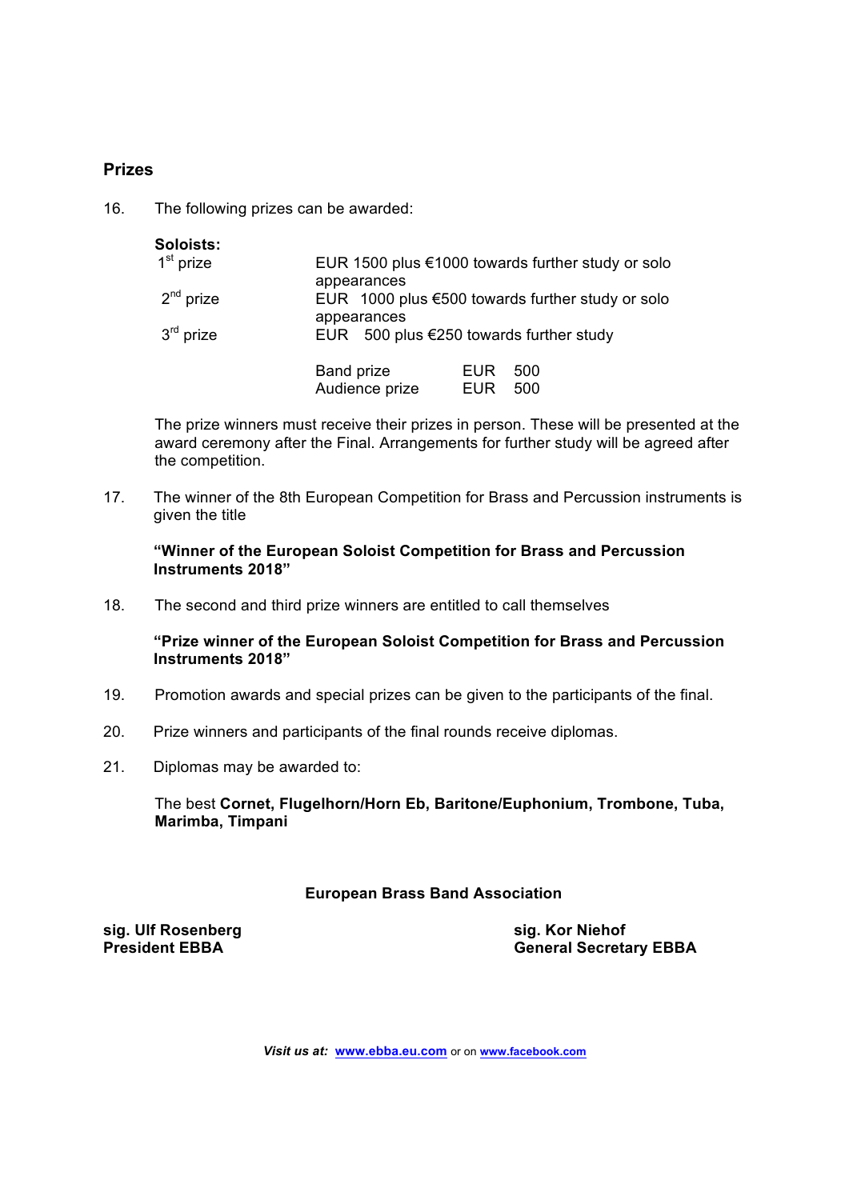## Prizes

16. The following prizes can be awarded:

**Soloists:**

| | |
|---|---|
| 1st prize | EUR 1500 plus €1000 towards further study or solo appearances |
| 2nd prize | EUR 1000 plus €500 towards further study or solo appearances |
| 3rd prize | EUR 500 plus €250 towards further study |

| | |
|---|---|
| Band prize | EUR 500 |
| Audience prize | EUR 500 |

The prize winners must receive their prizes in person. These will be presented at the award ceremony after the Final. Arrangements for further study will be agreed after the competition.

17. The winner of the 8th European Competition for Brass and Percussion instruments is given the title

    **"Winner of the European Soloist Competition for Brass and Percussion Instruments 2018"**

18. The second and third prize winners are entitled to call themselves

    **"Prize winner of the European Soloist Competition for Brass and Percussion Instruments 2018"**

19. Promotion awards and special prizes can be given to the participants of the final.

20. Prize winners and participants of the final rounds receive diplomas.

21. Diplomas may be awarded to:

    The best **Cornet, Flugelhorn/Horn Eb, Baritone/Euphonium, Trombone, Tuba, Marimba, Timpani**

**European Brass Band Association**

**sig. Ulf Rosenberg**
**President EBBA**

**sig. Kor Niehof**
**General Secretary EBBA**

***Visit us at:*** **www.ebba.eu.com** or on **www.facebook.com**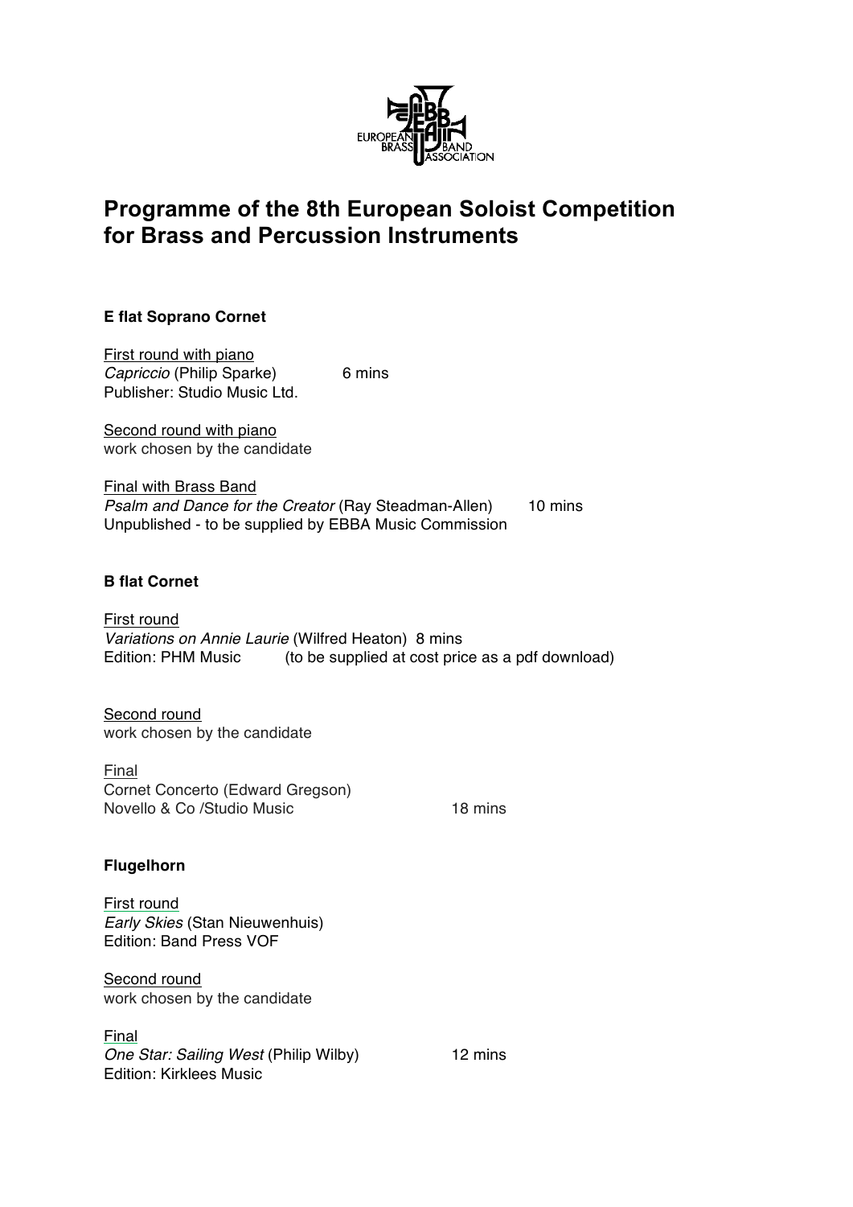# Programme of the 8th European Soloist Competition for Brass and Percussion Instruments

### E flat Soprano Cornet

First round with piano
*Capriccio* (Philip Sparke) 6 mins
Publisher: Studio Music Ltd.

Second round with piano
work chosen by the candidate

Final with Brass Band
*Psalm and Dance for the Creator* (Ray Steadman-Allen) 10 mins
Unpublished - to be supplied by EBBA Music Commission

### B flat Cornet

First round
*Variations on Annie Laurie* (Wilfred Heaton) 8 mins
Edition: PHM Music (to be supplied at cost price as a pdf download)

Second round
work chosen by the candidate

Final
Cornet Concerto (Edward Gregson)
Novello & Co /Studio Music 18 mins

### Flugelhorn

First round
*Early Skies* (Stan Nieuwenhuis)
Edition: Band Press VOF

Second round
work chosen by the candidate

Final
*One Star: Sailing West* (Philip Wilby) 12 mins
Edition: Kirklees Music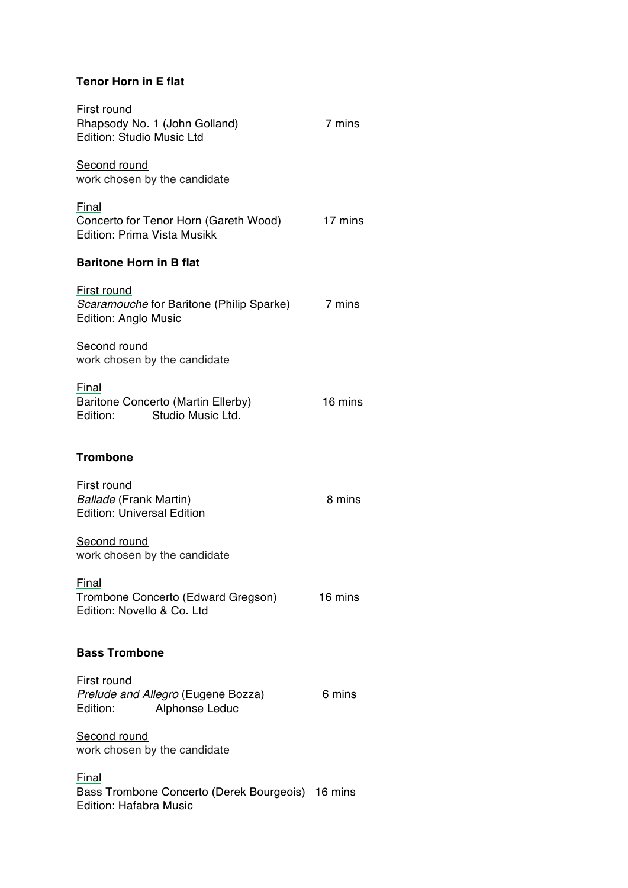**Tenor Horn in E flat**

First round
Rhapsody No. 1 (John Golland) 7 mins
Edition: Studio Music Ltd

Second round
work chosen by the candidate

Final
Concerto for Tenor Horn (Gareth Wood) 17 mins
Edition: Prima Vista Musikk

**Baritone Horn in B flat**

First round
*Scaramouche* for Baritone (Philip Sparke) 7 mins
Edition: Anglo Music

Second round
work chosen by the candidate

Final
Baritone Concerto (Martin Ellerby) 16 mins
Edition: Studio Music Ltd.

**Trombone**

First round
*Ballade* (Frank Martin) 8 mins
Edition: Universal Edition

Second round
work chosen by the candidate

Final
Trombone Concerto (Edward Gregson) 16 mins
Edition: Novello & Co. Ltd

**Bass Trombone**

First round
*Prelude and Allegro* (Eugene Bozza) 6 mins
Edition: Alphonse Leduc

Second round
work chosen by the candidate

Final
Bass Trombone Concerto (Derek Bourgeois) 16 mins
Edition: Hafabra Music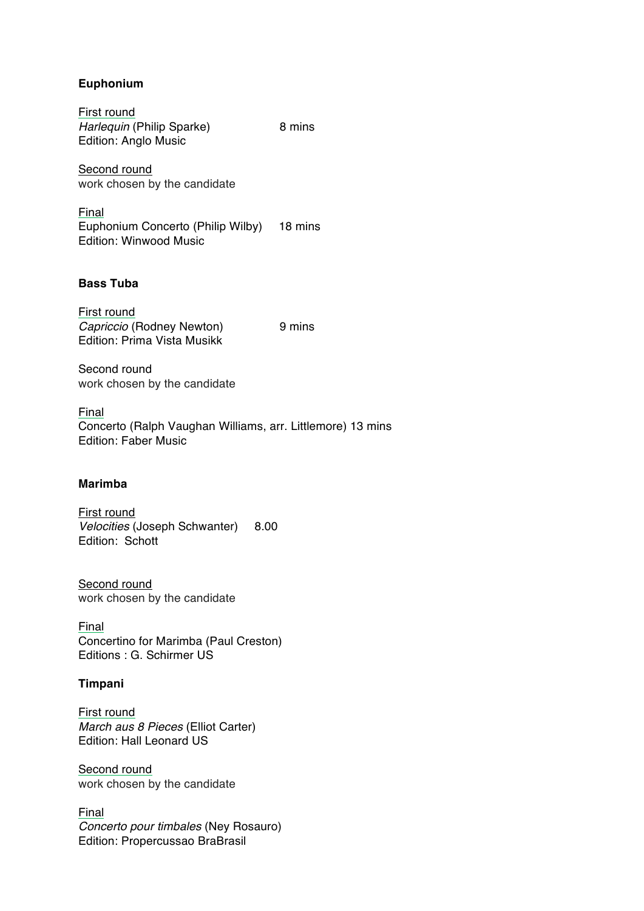**Euphonium**

First round
*Harlequin* (Philip Sparke) 8 mins
Edition: Anglo Music

Second round
work chosen by the candidate

Final
Euphonium Concerto (Philip Wilby) 18 mins
Edition: Winwood Music

**Bass Tuba**

First round
*Capriccio* (Rodney Newton) 9 mins
Edition: Prima Vista Musikk

Second round
work chosen by the candidate

Final
Concerto (Ralph Vaughan Williams, arr. Littlemore) 13 mins
Edition: Faber Music

**Marimba**

First round
*Velocities* (Joseph Schwanter) 8.00
Edition: Schott

Second round
work chosen by the candidate

Final
Concertino for Marimba (Paul Creston)
Editions : G. Schirmer US

**Timpani**

First round
*March aus 8 Pieces* (Elliot Carter)
Edition: Hall Leonard US

Second round
work chosen by the candidate

Final
*Concerto pour timbales* (Ney Rosauro)
Edition: Propercussao BraBrasil